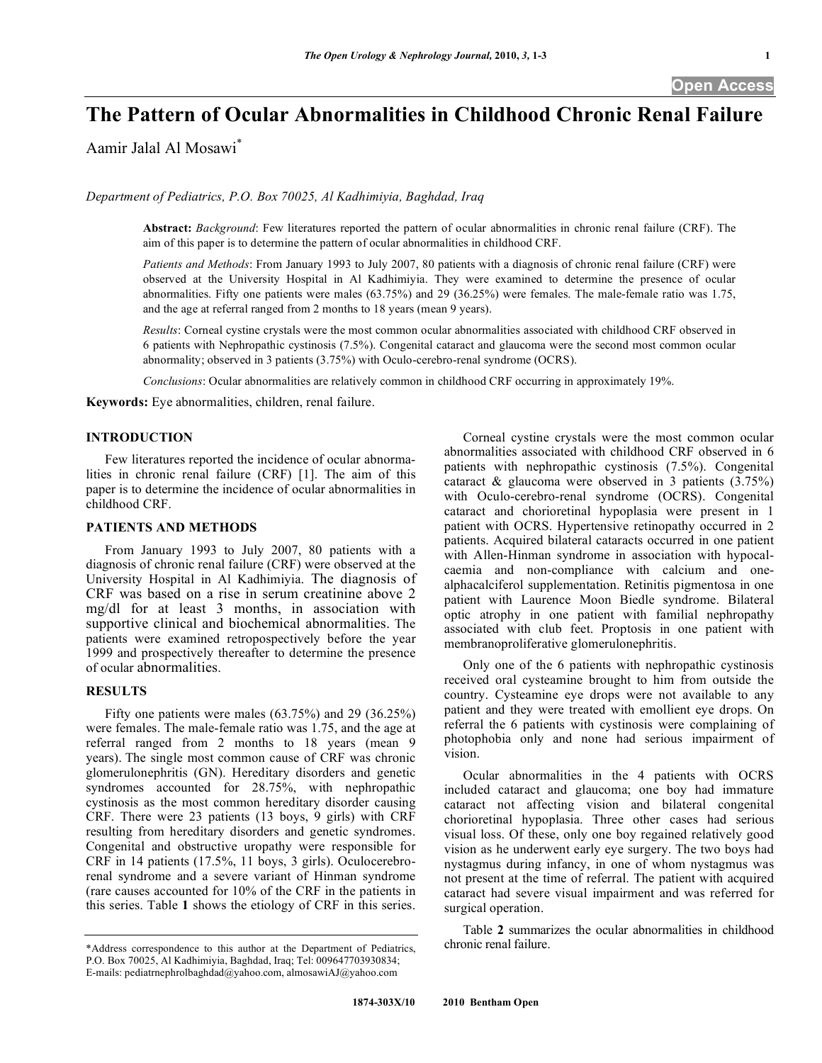# The Pattern of Ocular Abnormalities in Childhood Chronic Renal Failure

Aamir Jalal Al Mosawi*

*Department of Pediatrics, P.O. Box 70025, Al Kadhimiyia, Baghdad, Iraq*

**Abstract:** *Background*: Few literatures reported the pattern of ocular abnormalities in chronic renal failure (CRF). The aim of this paper is to determine the pattern of ocular abnormalities in childhood CRF.

*Patients and Methods*: From January 1993 to July 2007, 80 patients with a diagnosis of chronic renal failure (CRF) were observed at the University Hospital in Al Kadhimiyia. They were examined to determine the presence of ocular abnormalities. Fifty one patients were males (63.75%) and 29 (36.25%) were females. The male-female ratio was 1.75, and the age at referral ranged from 2 months to 18 years (mean 9 years).

*Results*: Corneal cystine crystals were the most common ocular abnormalities associated with childhood CRF observed in 6 patients with Nephropathic cystinosis (7.5%). Congenital cataract and glaucoma were the second most common ocular abnormality; observed in 3 patients (3.75%) with Oculo-cerebro-renal syndrome (OCRS).

*Conclusions*: Ocular abnormalities are relatively common in childhood CRF occurring in approximately 19%.

**Keywords:** Eye abnormalities, children, renal failure.

## INTRODUCTION

Few literatures reported the incidence of ocular abnormalities in chronic renal failure (CRF) [1]. The aim of this paper is to determine the incidence of ocular abnormalities in childhood CRF.

## PATIENTS AND METHODS

From January 1993 to July 2007, 80 patients with a diagnosis of chronic renal failure (CRF) were observed at the University Hospital in Al Kadhimiyia. The diagnosis of CRF was based on a rise in serum creatinine above 2 mg/dl for at least 3 months, in association with supportive clinical and biochemical abnormalities. The patients were examined retrospectively before the year 1999 and prospectively thereafter to determine the presence of ocular abnormalities.

## RESULTS

Fifty one patients were males (63.75%) and 29 (36.25%) were females. The male-female ratio was 1.75, and the age at referral ranged from 2 months to 18 years (mean 9 years). The single most common cause of CRF was chronic glomerulonephritis (GN). Hereditary disorders and genetic syndromes accounted for 28.75%, with nephropathic cystinosis as the most common hereditary disorder causing CRF. There were 23 patients (13 boys, 9 girls) with CRF resulting from hereditary disorders and genetic syndromes. Congenital and obstructive uropathy were responsible for CRF in 14 patients (17.5%, 11 boys, 3 girls). Oculocerebrorenal syndrome and a severe variant of Hinman syndrome (rare causes accounted for 10% of the CRF in the patients in this series. Table **1** shows the etiology of CRF in this series.

Corneal cystine crystals were the most common ocular abnormalities associated with childhood CRF observed in 6 patients with nephropathic cystinosis (7.5%). Congenital cataract & glaucoma were observed in 3 patients (3.75%) with Oculo-cerebro-renal syndrome (OCRS). Congenital cataract and chorioretinal hypoplasia were present in 1 patient with OCRS. Hypertensive retinopathy occurred in 2 patients. Acquired bilateral cataracts occurred in one patient with Allen-Hinman syndrome in association with hypocalcaemia and non-compliance with calcium and one-alphacalciferol supplementation. Retinitis pigmentosa in one patient with Laurence Moon Biedle syndrome. Bilateral optic atrophy in one patient with familial nephropathy associated with club feet. Proptosis in one patient with membranoproliferative glomerulonephritis.

Only one of the 6 patients with nephropathic cystinosis received oral cysteamine brought to him from outside the country. Cysteamine eye drops were not available to any patient and they were treated with emollient eye drops. On referral the 6 patients with cystinosis were complaining of photophobia only and none had serious impairment of vision.

Ocular abnormalities in the 4 patients with OCRS included cataract and glaucoma; one boy had immature cataract not affecting vision and bilateral congenital chorioretinal hypoplasia. Three other cases had serious visual loss. Of these, only one boy regained relatively good vision as he underwent early eye surgery. The two boys had nystagmus during infancy, in one of whom nystagmus was not present at the time of referral. The patient with acquired cataract had severe visual impairment and was referred for surgical operation.

Table **2** summarizes the ocular abnormalities in childhood chronic renal failure.

*Address correspondence to this author at the Department of Pediatrics, P.O. Box 70025, Al Kadhimiyia, Baghdad, Iraq; Tel: 009647703930834; E-mails: pediatrnephrolbaghdad@yahoo.com, almosawiAJ@yahoo.com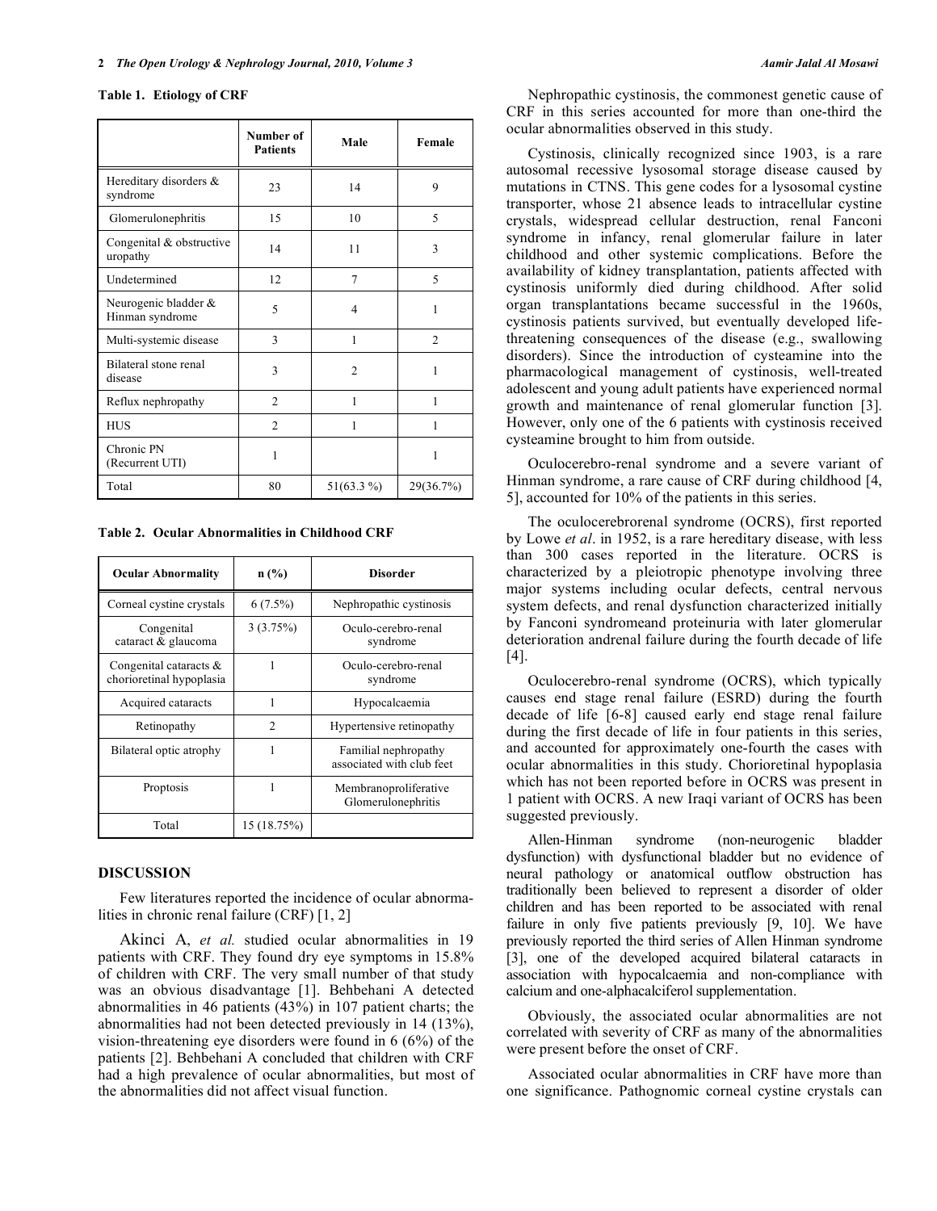**Table 1. Etiology of CRF**

|  | Number of Patients | Male | Female |
|---|---|---|---|
| Hereditary disorders & syndrome | 23 | 14 | 9 |
| Glomerulonephritis | 15 | 10 | 5 |
| Congenital & obstructive uropathy | 14 | 11 | 3 |
| Undetermined | 12 | 7 | 5 |
| Neurogenic bladder & Hinman syndrome | 5 | 4 | 1 |
| Multi-systemic disease | 3 | 1 | 2 |
| Bilateral stone renal disease | 3 | 2 | 1 |
| Reflux nephropathy | 2 | 1 | 1 |
| HUS | 2 | 1 | 1 |
| Chronic PN (Recurrent UTI) | 1 |  | 1 |
| Total | 80 | 51(63.3 %) | 29(36.7%) |

**Table 2. Ocular Abnormalities in Childhood CRF**

| Ocular Abnormality | n (%) | Disorder |
|---|---|---|
| Corneal cystine crystals | 6 (7.5%) | Nephropathic cystinosis |
| Congenital cataract & glaucoma | 3 (3.75%) | Oculo-cerebro-renal syndrome |
| Congenital cataracts & chorioretinal hypoplasia | 1 | Oculo-cerebro-renal syndrome |
| Acquired cataracts | 1 | Hypocalcaemia |
| Retinopathy | 2 | Hypertensive retinopathy |
| Bilateral optic atrophy | 1 | Familial nephropathy associated with club feet |
| Proptosis | 1 | Membranoproliferative Glomerulonephritis |
| Total | 15 (18.75%) |  |

## DISCUSSION

Few literatures reported the incidence of ocular abnormalities in chronic renal failure (CRF) [1, 2]

Akinci A, *et al.* studied ocular abnormalities in 19 patients with CRF. They found dry eye symptoms in 15.8% of children with CRF. The very small number of that study was an obvious disadvantage [1]. Behbehani A detected abnormalities in 46 patients (43%) in 107 patient charts; the abnormalities had not been detected previously in 14 (13%), vision-threatening eye disorders were found in 6 (6%) of the patients [2]. Behbehani A concluded that children with CRF had a high prevalence of ocular abnormalities, but most of the abnormalities did not affect visual function.

Nephropathic cystinosis, the commonest genetic cause of CRF in this series accounted for more than one-third the ocular abnormalities observed in this study.

Cystinosis, clinically recognized since 1903, is a rare autosomal recessive lysosomal storage disease caused by mutations in CTNS. This gene codes for a lysosomal cystine transporter, whose 21 absence leads to intracellular cystine crystals, widespread cellular destruction, renal Fanconi syndrome in infancy, renal glomerular failure in later childhood and other systemic complications. Before the availability of kidney transplantation, patients affected with cystinosis uniformly died during childhood. After solid organ transplantations became successful in the 1960s, cystinosis patients survived, but eventually developed life-threatening consequences of the disease (e.g., swallowing disorders). Since the introduction of cysteamine into the pharmacological management of cystinosis, well-treated adolescent and young adult patients have experienced normal growth and maintenance of renal glomerular function [3]. However, only one of the 6 patients with cystinosis received cysteamine brought to him from outside.

Oculocerebro-renal syndrome and a severe variant of Hinman syndrome, a rare cause of CRF during childhood [4, 5], accounted for 10% of the patients in this series.

The oculocerebrorenal syndrome (OCRS), first reported by Lowe *et al*. in 1952, is a rare hereditary disease, with less than 300 cases reported in the literature. OCRS is characterized by a pleiotropic phenotype involving three major systems including ocular defects, central nervous system defects, and renal dysfunction characterized initially by Fanconi syndromeand proteinuria with later glomerular deterioration andrenal failure during the fourth decade of life [4].

Oculocerebro-renal syndrome (OCRS), which typically causes end stage renal failure (ESRD) during the fourth decade of life [6-8] caused early end stage renal failure during the first decade of life in four patients in this series, and accounted for approximately one-fourth the cases with ocular abnormalities in this study. Chorioretinal hypoplasia which has not been reported before in OCRS was present in 1 patient with OCRS. A new Iraqi variant of OCRS has been suggested previously.

Allen-Hinman syndrome (non-neurogenic bladder dysfunction) with dysfunctional bladder but no evidence of neural pathology or anatomical outflow obstruction has traditionally been believed to represent a disorder of older children and has been reported to be associated with renal failure in only five patients previously [9, 10]. We have previously reported the third series of Allen Hinman syndrome [3], one of the developed acquired bilateral cataracts in association with hypocalcaemia and non-compliance with calcium and one-alphacalciferol supplementation.

Obviously, the associated ocular abnormalities are not correlated with severity of CRF as many of the abnormalities were present before the onset of CRF.

Associated ocular abnormalities in CRF have more than one significance. Pathognomic corneal cystine crystals can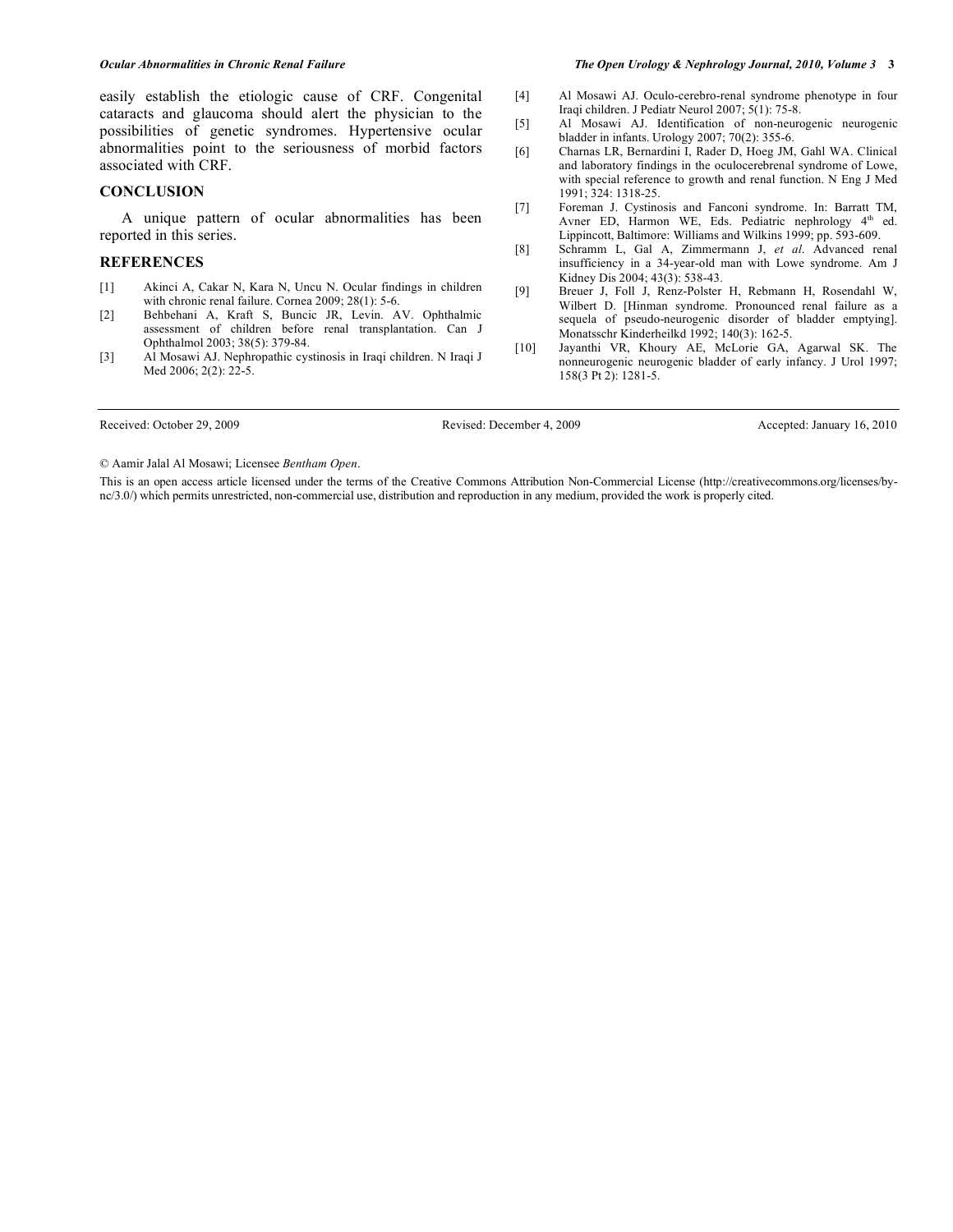easily establish the etiologic cause of CRF. Congenital cataracts and glaucoma should alert the physician to the possibilities of genetic syndromes. Hypertensive ocular abnormalities point to the seriousness of morbid factors associated with CRF.

## CONCLUSION

A unique pattern of ocular abnormalities has been reported in this series.

## REFERENCES

[1] Akinci A, Cakar N, Kara N, Uncu N. Ocular findings in children with chronic renal failure. Cornea 2009; 28(1): 5-6.

[2] Behbehani A, Kraft S, Buncic JR, Levin. AV. Ophthalmic assessment of children before renal transplantation. Can J Ophthalmol 2003; 38(5): 379-84.

[3] Al Mosawi AJ. Nephropathic cystinosis in Iraqi children. N Iraqi J Med 2006; 2(2): 22-5.

[4] Al Mosawi AJ. Oculo-cerebro-renal syndrome phenotype in four Iraqi children. J Pediatr Neurol 2007; 5(1): 75-8.

[5] Al Mosawi AJ. Identification of non-neurogenic neurogenic bladder in infants. Urology 2007; 70(2): 355-6.

[6] Charnas LR, Bernardini I, Rader D, Hoeg JM, Gahl WA. Clinical and laboratory findings in the oculocerebrenal syndrome of Lowe, with special reference to growth and renal function. N Eng J Med 1991; 324: 1318-25.

[7] Foreman J. Cystinosis and Fanconi syndrome. In: Barratt TM, Avner ED, Harmon WE, Eds. Pediatric nephrology 4th ed. Lippincott, Baltimore: Williams and Wilkins 1999; pp. 593-609.

[8] Schramm L, Gal A, Zimmermann J, *et al*. Advanced renal insufficiency in a 34-year-old man with Lowe syndrome. Am J Kidney Dis 2004; 43(3): 538-43.

[9] Breuer J, Foll J, Renz-Polster H, Rebmann H, Rosendahl W, Wilbert D. [Hinman syndrome. Pronounced renal failure as a sequela of pseudo-neurogenic disorder of bladder emptying]. Monatsschr Kinderheilkd 1992; 140(3): 162-5.

[10] Jayanthi VR, Khoury AE, McLorie GA, Agarwal SK. The nonneurogenic neurogenic bladder of early infancy. J Urol 1997; 158(3 Pt 2): 1281-5.

Received: October 29, 2009 Revised: December 4, 2009 Accepted: January 16, 2010

© Aamir Jalal Al Mosawi; Licensee *Bentham Open*.

This is an open access article licensed under the terms of the Creative Commons Attribution Non-Commercial License (http://creativecommons.org/licenses/by-nc/3.0/) which permits unrestricted, non-commercial use, distribution and reproduction in any medium, provided the work is properly cited.